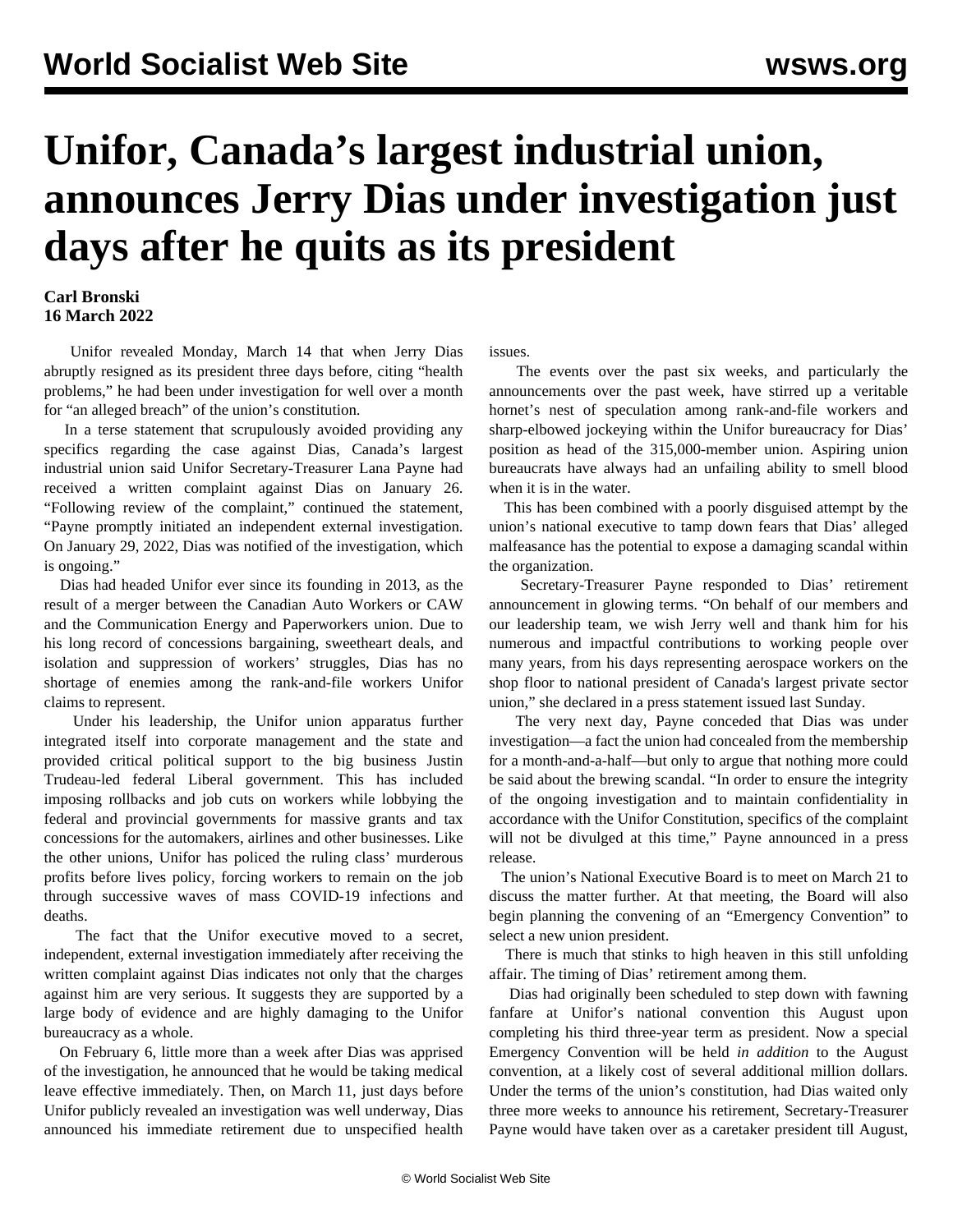// Document bca49487c9bb · page 1 of 2

# Unifor, Canada's largest industrial union, announces Jerry Dias under investigation just days after he quits as its president

**Carl Bronski**
**16 March 2022**

Unifor revealed Monday, March 14 that when Jerry Dias abruptly resigned as its president three days before, citing "health problems," he had been under investigation for well over a month for "an alleged breach" of the union's constitution.

In a terse statement that scrupulously avoided providing any specifics regarding the case against Dias, Canada's largest industrial union said Unifor Secretary-Treasurer Lana Payne had received a written complaint against Dias on January 26. "Following review of the complaint," continued the statement, "Payne promptly initiated an independent external investigation. On January 29, 2022, Dias was notified of the investigation, which is ongoing."

Dias had headed Unifor ever since its founding in 2013, as the result of a merger between the Canadian Auto Workers or CAW and the Communication Energy and Paperworkers union. Due to his long record of concessions bargaining, sweetheart deals, and isolation and suppression of workers' struggles, Dias has no shortage of enemies among the rank-and-file workers Unifor claims to represent.

Under his leadership, the Unifor union apparatus further integrated itself into corporate management and the state and provided critical political support to the big business Justin Trudeau-led federal Liberal government. This has included imposing rollbacks and job cuts on workers while lobbying the federal and provincial governments for massive grants and tax concessions for the automakers, airlines and other businesses. Like the other unions, Unifor has policed the ruling class' murderous profits before lives policy, forcing workers to remain on the job through successive waves of mass COVID-19 infections and deaths.

The fact that the Unifor executive moved to a secret, independent, external investigation immediately after receiving the written complaint against Dias indicates not only that the charges against him are very serious. It suggests they are supported by a large body of evidence and are highly damaging to the Unifor bureaucracy as a whole.

On February 6, little more than a week after Dias was apprised of the investigation, he announced that he would be taking medical leave effective immediately. Then, on March 11, just days before Unifor publicly revealed an investigation was well underway, Dias announced his immediate retirement due to unspecified health issues.

The events over the past six weeks, and particularly the announcements over the past week, have stirred up a veritable hornet's nest of speculation among rank-and-file workers and sharp-elbowed jockeying within the Unifor bureaucracy for Dias' position as head of the 315,000-member union. Aspiring union bureaucrats have always had an unfailing ability to smell blood when it is in the water.

This has been combined with a poorly disguised attempt by the union's national executive to tamp down fears that Dias' alleged malfeasance has the potential to expose a damaging scandal within the organization.

Secretary-Treasurer Payne responded to Dias' retirement announcement in glowing terms. "On behalf of our members and our leadership team, we wish Jerry well and thank him for his numerous and impactful contributions to working people over many years, from his days representing aerospace workers on the shop floor to national president of Canada's largest private sector union," she declared in a press statement issued last Sunday.

The very next day, Payne conceded that Dias was under investigation—a fact the union had concealed from the membership for a month-and-a-half—but only to argue that nothing more could be said about the brewing scandal. "In order to ensure the integrity of the ongoing investigation and to maintain confidentiality in accordance with the Unifor Constitution, specifics of the complaint will not be divulged at this time," Payne announced in a press release.

The union's National Executive Board is to meet on March 21 to discuss the matter further. At that meeting, the Board will also begin planning the convening of an "Emergency Convention" to select a new union president.

There is much that stinks to high heaven in this still unfolding affair. The timing of Dias' retirement among them.

Dias had originally been scheduled to step down with fawning fanfare at Unifor's national convention this August upon completing his third three-year term as president. Now a special Emergency Convention will be held *in addition* to the August convention, at a likely cost of several additional million dollars. Under the terms of the union's constitution, had Dias waited only three more weeks to announce his retirement, Secretary-Treasurer Payne would have taken over as a caretaker president till August,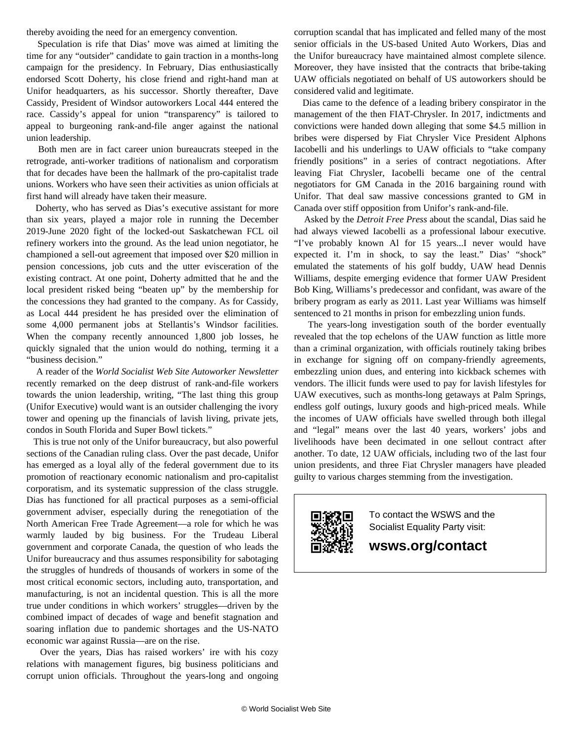thereby avoiding the need for an emergency convention.

Speculation is rife that Dias' move was aimed at limiting the time for any "outsider" candidate to gain traction in a months-long campaign for the presidency. In February, Dias enthusiastically endorsed Scott Doherty, his close friend and right-hand man at Unifor headquarters, as his successor. Shortly thereafter, Dave Cassidy, President of Windsor autoworkers Local 444 entered the race. Cassidy's appeal for union "transparency" is tailored to appeal to burgeoning rank-and-file anger against the national union leadership.

Both men are in fact career union bureaucrats steeped in the retrograde, anti-worker traditions of nationalism and corporatism that for decades have been the hallmark of the pro-capitalist trade unions. Workers who have seen their activities as union officials at first hand will already have taken their measure.

Doherty, who has served as Dias's executive assistant for more than six years, played a major role in running the December 2019-June 2020 fight of the locked-out Saskatchewan FCL oil refinery workers into the ground. As the lead union negotiator, he championed a sell-out agreement that imposed over $20 million in pension concessions, job cuts and the utter evisceration of the existing contract. At one point, Doherty admitted that he and the local president risked being "beaten up" by the membership for the concessions they had granted to the company. As for Cassidy, as Local 444 president he has presided over the elimination of some 4,000 permanent jobs at Stellantis's Windsor facilities. When the company recently announced 1,800 job losses, he quickly signaled that the union would do nothing, terming it a "business decision."

A reader of the *World Socialist Web Site Autoworker Newsletter* recently remarked on the deep distrust of rank-and-file workers towards the union leadership, writing, "The last thing this group (Unifor Executive) would want is an outsider challenging the ivory tower and opening up the financials of lavish living, private jets, condos in South Florida and Super Bowl tickets."

This is true not only of the Unifor bureaucracy, but also powerful sections of the Canadian ruling class. Over the past decade, Unifor has emerged as a loyal ally of the federal government due to its promotion of reactionary economic nationalism and pro-capitalist corporatism, and its systematic suppression of the class struggle. Dias has functioned for all practical purposes as a semi-official government adviser, especially during the renegotiation of the North American Free Trade Agreement—a role for which he was warmly lauded by big business. For the Trudeau Liberal government and corporate Canada, the question of who leads the Unifor bureaucracy and thus assumes responsibility for sabotaging the struggles of hundreds of thousands of workers in some of the most critical economic sectors, including auto, transportation, and manufacturing, is not an incidental question. This is all the more true under conditions in which workers' struggles—driven by the combined impact of decades of wage and benefit stagnation and soaring inflation due to pandemic shortages and the US-NATO economic war against Russia—are on the rise.

Over the years, Dias has raised workers' ire with his cozy relations with management figures, big business politicians and corrupt union officials. Throughout the years-long and ongoing corruption scandal that has implicated and felled many of the most senior officials in the US-based United Auto Workers, Dias and the Unifor bureaucracy have maintained almost complete silence. Moreover, they have insisted that the contracts that bribe-taking UAW officials negotiated on behalf of US autoworkers should be considered valid and legitimate.

Dias came to the defence of a leading bribery conspirator in the management of the then FIAT-Chrysler. In 2017, indictments and convictions were handed down alleging that some $4.5 million in bribes were dispersed by Fiat Chrysler Vice President Alphons Iacobelli and his underlings to UAW officials to "take company friendly positions" in a series of contract negotiations. After leaving Fiat Chrysler, Iacobelli became one of the central negotiators for GM Canada in the 2016 bargaining round with Unifor. That deal saw massive concessions granted to GM in Canada over stiff opposition from Unifor's rank-and-file.

Asked by the *Detroit Free Press* about the scandal, Dias said he had always viewed Iacobelli as a professional labour executive. "I've probably known Al for 15 years...I never would have expected it. I'm in shock, to say the least." Dias' "shock" emulated the statements of his golf buddy, UAW head Dennis Williams, despite emerging evidence that former UAW President Bob King, Williams's predecessor and confidant, was aware of the bribery program as early as 2011. Last year Williams was himself sentenced to 21 months in prison for embezzling union funds.

The years-long investigation south of the border eventually revealed that the top echelons of the UAW function as little more than a criminal organization, with officials routinely taking bribes in exchange for signing off on company-friendly agreements, embezzling union dues, and entering into kickback schemes with vendors. The illicit funds were used to pay for lavish lifestyles for UAW executives, such as months-long getaways at Palm Springs, endless golf outings, luxury goods and high-priced meals. While the incomes of UAW officials have swelled through both illegal and "legal" means over the last 40 years, workers' jobs and livelihoods have been decimated in one sellout contract after another. To date, 12 UAW officials, including two of the last four union presidents, and three Fiat Chrysler managers have pleaded guilty to various charges stemming from the investigation.

To contact the WSWS and the Socialist Equality Party visit:

**wsws.org/contact**